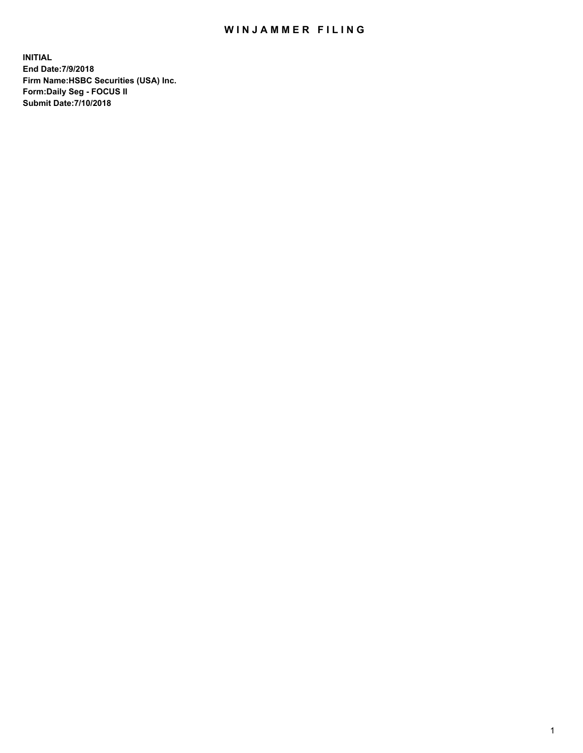# WINJAMMER FILING

**INITIAL**
**End Date:7/9/2018**
**Firm Name:HSBC Securities (USA) Inc.**
**Form:Daily Seg - FOCUS II**
**Submit Date:7/10/2018**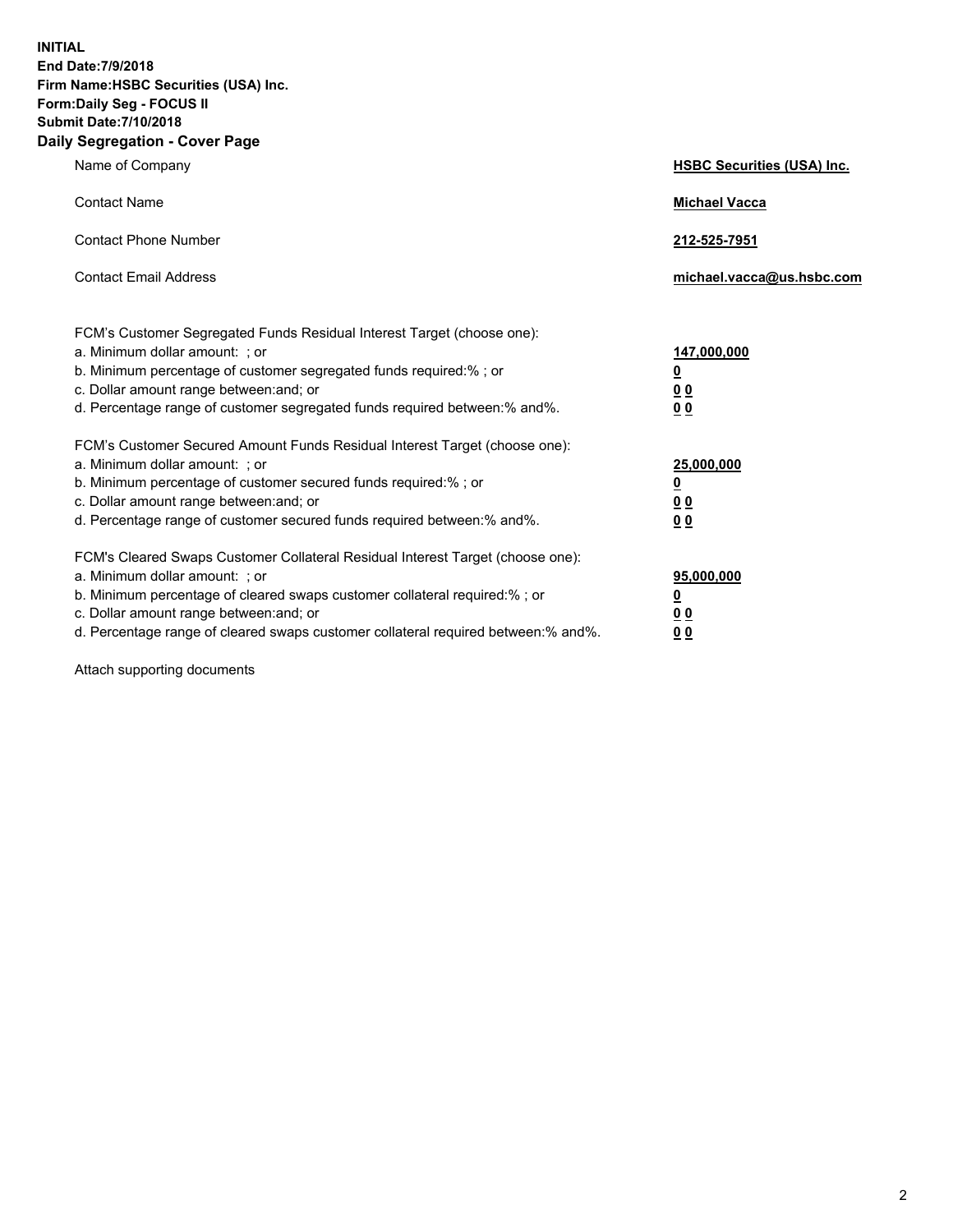**INITIAL**
**End Date:7/9/2018**
**Firm Name:HSBC Securities (USA) Inc.**
**Form:Daily Seg - FOCUS II**
**Submit Date:7/10/2018**

## Daily Segregation - Cover Page

| | |
|---|---|
| Name of Company | **HSBC Securities (USA) Inc.** |
| Contact Name | **Michael Vacca** |
| Contact Phone Number | **212-525-7951** |
| Contact Email Address | **michael.vacca@us.hsbc.com** |

| | |
|---|---|
| FCM's Customer Segregated Funds Residual Interest Target (choose one): | |
| a. Minimum dollar amount: ; or | **147,000,000** |
| b. Minimum percentage of customer segregated funds required:% ; or | **0** |
| c. Dollar amount range between:and; or | **0 0** |
| d. Percentage range of customer segregated funds required between:% and%. | **0 0** |

| | |
|---|---|
| FCM's Customer Secured Amount Funds Residual Interest Target (choose one): | |
| a. Minimum dollar amount: ; or | **25,000,000** |
| b. Minimum percentage of customer secured funds required:% ; or | **0** |
| c. Dollar amount range between:and; or | **0 0** |
| d. Percentage range of customer secured funds required between:% and%. | **0 0** |

| | |
|---|---|
| FCM's Cleared Swaps Customer Collateral Residual Interest Target (choose one): | |
| a. Minimum dollar amount: ; or | **95,000,000** |
| b. Minimum percentage of cleared swaps customer collateral required:% ; or | **0** |
| c. Dollar amount range between:and; or | **0 0** |
| d. Percentage range of cleared swaps customer collateral required between:% and%. | **0 0** |

Attach supporting documents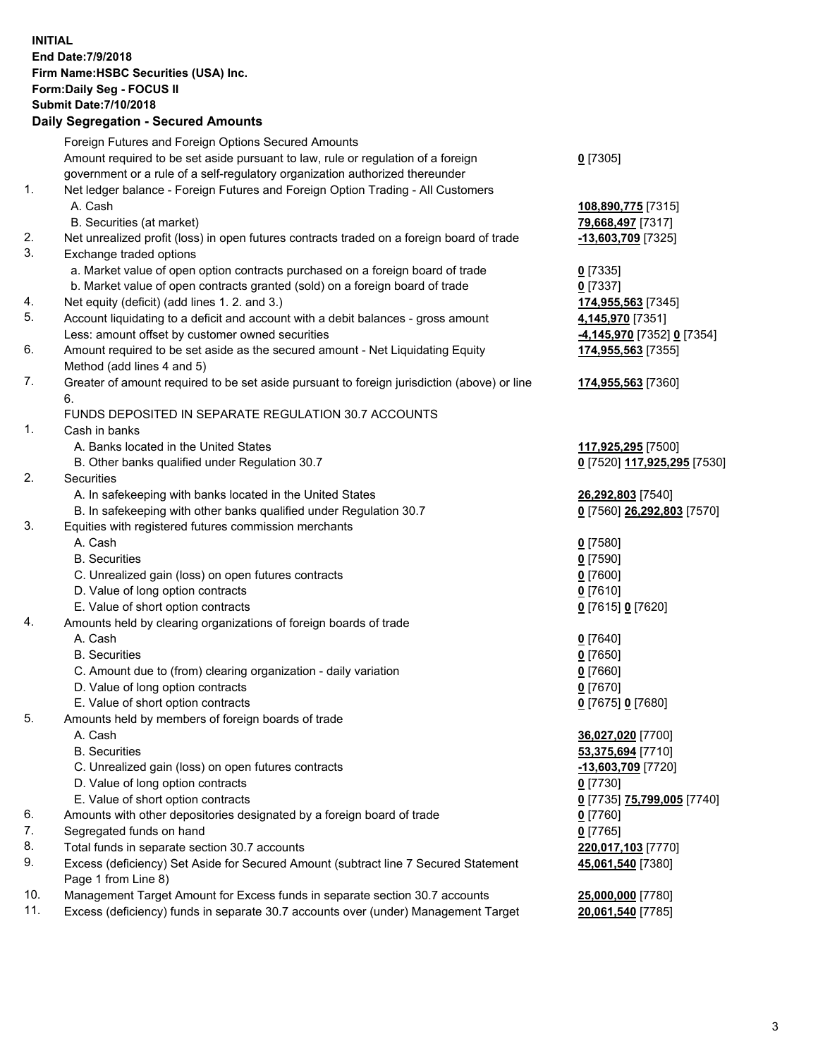**INITIAL**
**End Date:7/9/2018**
**Firm Name:HSBC Securities (USA) Inc.**
**Form:Daily Seg - FOCUS II**
**Submit Date:7/10/2018**

**Daily Segregation - Secured Amounts**

| | | |
|---|---|---|
| | Foreign Futures and Foreign Options Secured Amounts | |
| | Amount required to be set aside pursuant to law, rule or regulation of a foreign government or a rule of a self-regulatory organization authorized thereunder | **0** [7305] |
| 1. | Net ledger balance - Foreign Futures and Foreign Option Trading - All Customers | |
| | A. Cash | **108,890,775** [7315] |
| | B. Securities (at market) | **79,668,497** [7317] |
| 2. | Net unrealized profit (loss) in open futures contracts traded on a foreign board of trade | **-13,603,709** [7325] |
| 3. | Exchange traded options | |
| | a. Market value of open option contracts purchased on a foreign board of trade | **0** [7335] |
| | b. Market value of open contracts granted (sold) on a foreign board of trade | **0** [7337] |
| 4. | Net equity (deficit) (add lines 1. 2. and 3.) | **174,955,563** [7345] |
| 5. | Account liquidating to a deficit and account with a debit balances - gross amount | **4,145,970** [7351] |
| | Less: amount offset by customer owned securities | **-4,145,970** [7352] **0** [7354] |
| 6. | Amount required to be set aside as the secured amount - Net Liquidating Equity Method (add lines 4 and 5) | **174,955,563** [7355] |
| 7. | Greater of amount required to be set aside pursuant to foreign jurisdiction (above) or line 6. | **174,955,563** [7360] |
| | FUNDS DEPOSITED IN SEPARATE REGULATION 30.7 ACCOUNTS | |
| 1. | Cash in banks | |
| | A. Banks located in the United States | **117,925,295** [7500] |
| | B. Other banks qualified under Regulation 30.7 | **0** [7520] **117,925,295** [7530] |
| 2. | Securities | |
| | A. In safekeeping with banks located in the United States | **26,292,803** [7540] |
| | B. In safekeeping with other banks qualified under Regulation 30.7 | **0** [7560] **26,292,803** [7570] |
| 3. | Equities with registered futures commission merchants | |
| | A. Cash | **0** [7580] |
| | B. Securities | **0** [7590] |
| | C. Unrealized gain (loss) on open futures contracts | **0** [7600] |
| | D. Value of long option contracts | **0** [7610] |
| | E. Value of short option contracts | **0** [7615] **0** [7620] |
| 4. | Amounts held by clearing organizations of foreign boards of trade | |
| | A. Cash | **0** [7640] |
| | B. Securities | **0** [7650] |
| | C. Amount due to (from) clearing organization - daily variation | **0** [7660] |
| | D. Value of long option contracts | **0** [7670] |
| | E. Value of short option contracts | **0** [7675] **0** [7680] |
| 5. | Amounts held by members of foreign boards of trade | |
| | A. Cash | **36,027,020** [7700] |
| | B. Securities | **53,375,694** [7710] |
| | C. Unrealized gain (loss) on open futures contracts | **-13,603,709** [7720] |
| | D. Value of long option contracts | **0** [7730] |
| | E. Value of short option contracts | **0** [7735] **75,799,005** [7740] |
| 6. | Amounts with other depositories designated by a foreign board of trade | **0** [7760] |
| 7. | Segregated funds on hand | **0** [7765] |
| 8. | Total funds in separate section 30.7 accounts | **220,017,103** [7770] |
| 9. | Excess (deficiency) Set Aside for Secured Amount (subtract line 7 Secured Statement Page 1 from Line 8) | **45,061,540** [7380] |
| 10. | Management Target Amount for Excess funds in separate section 30.7 accounts | **25,000,000** [7780] |
| 11. | Excess (deficiency) funds in separate 30.7 accounts over (under) Management Target | **20,061,540** [7785] |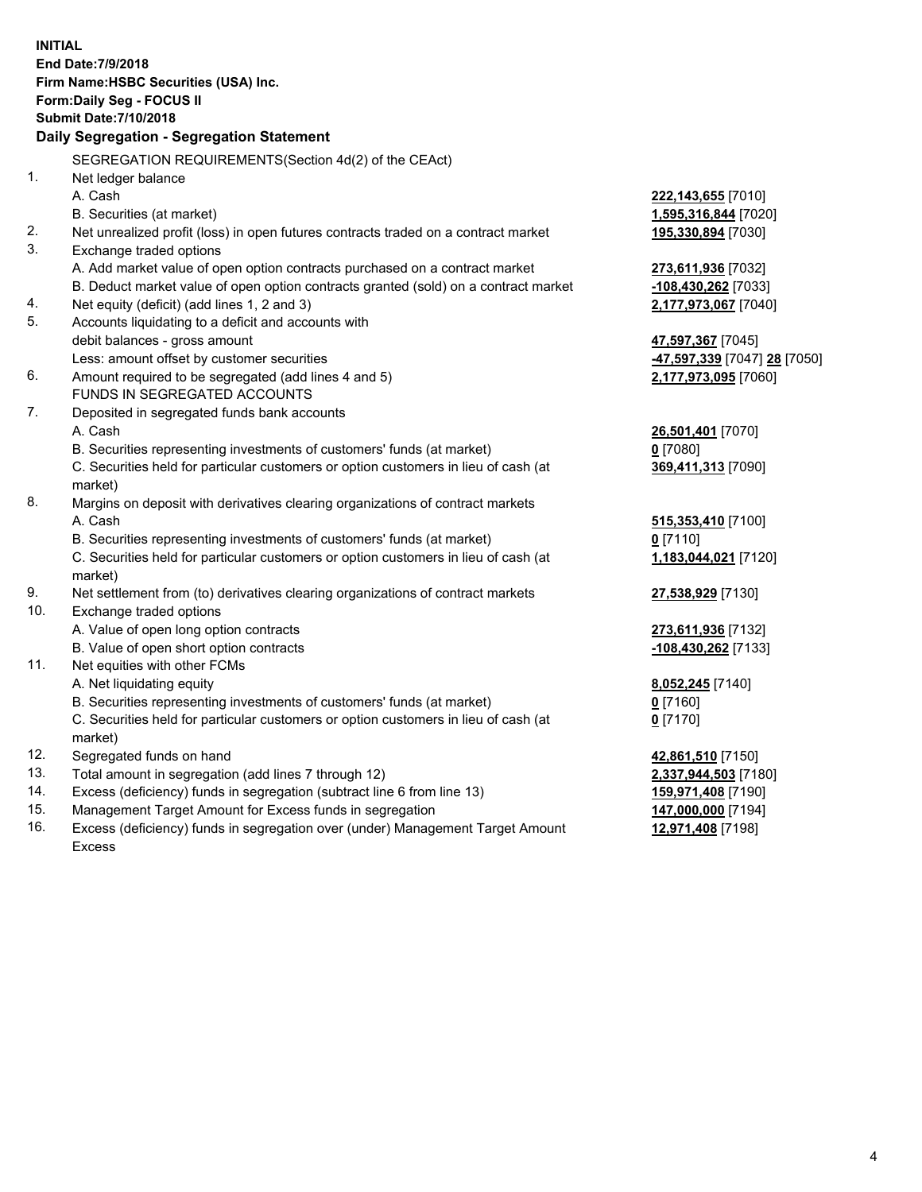**INITIAL**
**End Date:7/9/2018**
**Firm Name:HSBC Securities (USA) Inc.**
**Form:Daily Seg - FOCUS II**
**Submit Date:7/10/2018**

**Daily Segregation - Segregation Statement**

SEGREGATION REQUIREMENTS(Section 4d(2) of the CEAct)

| | | |
|---|---|---|
| 1. | Net ledger balance | |
| | A. Cash | **222,143,655** [7010] |
| | B. Securities (at market) | **1,595,316,844** [7020] |
| 2. | Net unrealized profit (loss) in open futures contracts traded on a contract market | **195,330,894** [7030] |
| 3. | Exchange traded options | |
| | A. Add market value of open option contracts purchased on a contract market | **273,611,936** [7032] |
| | B. Deduct market value of open option contracts granted (sold) on a contract market | **-108,430,262** [7033] |
| 4. | Net equity (deficit) (add lines 1, 2 and 3) | **2,177,973,067** [7040] |
| 5. | Accounts liquidating to a deficit and accounts with debit balances - gross amount | **47,597,367** [7045] |
| | Less: amount offset by customer securities | **-47,597,339** [7047] **28** [7050] |
| 6. | Amount required to be segregated (add lines 4 and 5) | **2,177,973,095** [7060] |
| | FUNDS IN SEGREGATED ACCOUNTS | |
| 7. | Deposited in segregated funds bank accounts | |
| | A. Cash | **26,501,401** [7070] |
| | B. Securities representing investments of customers' funds (at market) | **0** [7080] |
| | C. Securities held for particular customers or option customers in lieu of cash (at market) | **369,411,313** [7090] |
| 8. | Margins on deposit with derivatives clearing organizations of contract markets | |
| | A. Cash | **515,353,410** [7100] |
| | B. Securities representing investments of customers' funds (at market) | **0** [7110] |
| | C. Securities held for particular customers or option customers in lieu of cash (at market) | **1,183,044,021** [7120] |
| 9. | Net settlement from (to) derivatives clearing organizations of contract markets | **27,538,929** [7130] |
| 10. | Exchange traded options | |
| | A. Value of open long option contracts | **273,611,936** [7132] |
| | B. Value of open short option contracts | **-108,430,262** [7133] |
| 11. | Net equities with other FCMs | |
| | A. Net liquidating equity | **8,052,245** [7140] |
| | B. Securities representing investments of customers' funds (at market) | **0** [7160] |
| | C. Securities held for particular customers or option customers in lieu of cash (at market) | **0** [7170] |
| 12. | Segregated funds on hand | **42,861,510** [7150] |
| 13. | Total amount in segregation (add lines 7 through 12) | **2,337,944,503** [7180] |
| 14. | Excess (deficiency) funds in segregation (subtract line 6 from line 13) | **159,971,408** [7190] |
| 15. | Management Target Amount for Excess funds in segregation | **147,000,000** [7194] |
| 16. | Excess (deficiency) funds in segregation over (under) Management Target Amount Excess | **12,971,408** [7198] |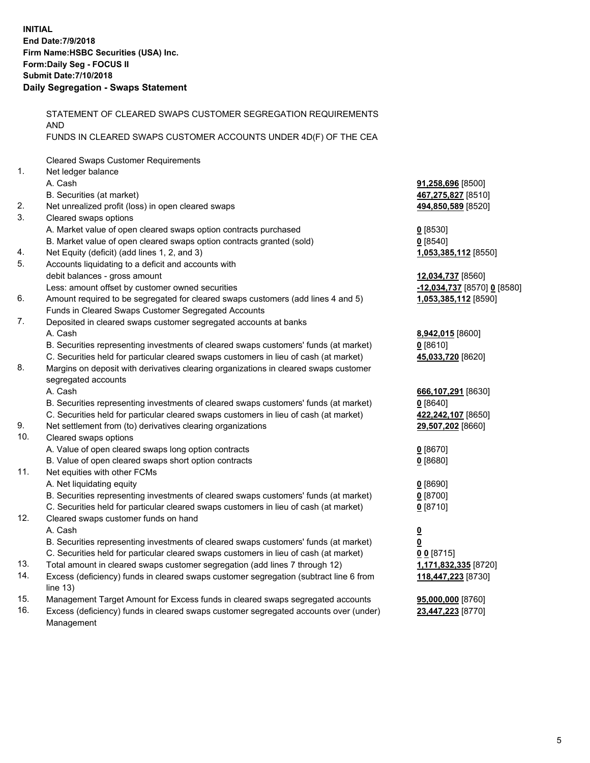**INITIAL**
**End Date:7/9/2018**
**Firm Name:HSBC Securities (USA) Inc.**
**Form:Daily Seg - FOCUS II**
**Submit Date:7/10/2018**
**Daily Segregation - Swaps Statement**

STATEMENT OF CLEARED SWAPS CUSTOMER SEGREGATION REQUIREMENTS AND FUNDS IN CLEARED SWAPS CUSTOMER ACCOUNTS UNDER 4D(F) OF THE CEA

| | | |
|---|---|---|
| | Cleared Swaps Customer Requirements | |
| 1. | Net ledger balance | |
| | A. Cash | **91,258,696** [8500] |
| | B. Securities (at market) | **467,275,827** [8510] |
| 2. | Net unrealized profit (loss) in open cleared swaps | **494,850,589** [8520] |
| 3. | Cleared swaps options | |
| | A. Market value of open cleared swaps option contracts purchased | **0** [8530] |
| | B. Market value of open cleared swaps option contracts granted (sold) | **0** [8540] |
| 4. | Net Equity (deficit) (add lines 1, 2, and 3) | **1,053,385,112** [8550] |
| 5. | Accounts liquidating to a deficit and accounts with debit balances - gross amount | **12,034,737** [8560] |
| | Less: amount offset by customer owned securities | **-12,034,737** [8570] **0** [8580] |
| 6. | Amount required to be segregated for cleared swaps customers (add lines 4 and 5) | **1,053,385,112** [8590] |
| | Funds in Cleared Swaps Customer Segregated Accounts | |
| 7. | Deposited in cleared swaps customer segregated accounts at banks | |
| | A. Cash | **8,942,015** [8600] |
| | B. Securities representing investments of cleared swaps customers' funds (at market) | **0** [8610] |
| | C. Securities held for particular cleared swaps customers in lieu of cash (at market) | **45,033,720** [8620] |
| 8. | Margins on deposit with derivatives clearing organizations in cleared swaps customer segregated accounts | |
| | A. Cash | **666,107,291** [8630] |
| | B. Securities representing investments of cleared swaps customers' funds (at market) | **0** [8640] |
| | C. Securities held for particular cleared swaps customers in lieu of cash (at market) | **422,242,107** [8650] |
| 9. | Net settlement from (to) derivatives clearing organizations | **29,507,202** [8660] |
| 10. | Cleared swaps options | |
| | A. Value of open cleared swaps long option contracts | **0** [8670] |
| | B. Value of open cleared swaps short option contracts | **0** [8680] |
| 11. | Net equities with other FCMs | |
| | A. Net liquidating equity | **0** [8690] |
| | B. Securities representing investments of cleared swaps customers' funds (at market) | **0** [8700] |
| | C. Securities held for particular cleared swaps customers in lieu of cash (at market) | **0** [8710] |
| 12. | Cleared swaps customer funds on hand | |
| | A. Cash | **0** |
| | B. Securities representing investments of cleared swaps customers' funds (at market) | **0** |
| | C. Securities held for particular cleared swaps customers in lieu of cash (at market) | **0** **0** [8715] |
| 13. | Total amount in cleared swaps customer segregation (add lines 7 through 12) | **1,171,832,335** [8720] |
| 14. | Excess (deficiency) funds in cleared swaps customer segregation (subtract line 6 from line 13) | **118,447,223** [8730] |
| 15. | Management Target Amount for Excess funds in cleared swaps segregated accounts | **95,000,000** [8760] |
| 16. | Excess (deficiency) funds in cleared swaps customer segregated accounts over (under) Management | **23,447,223** [8770] |